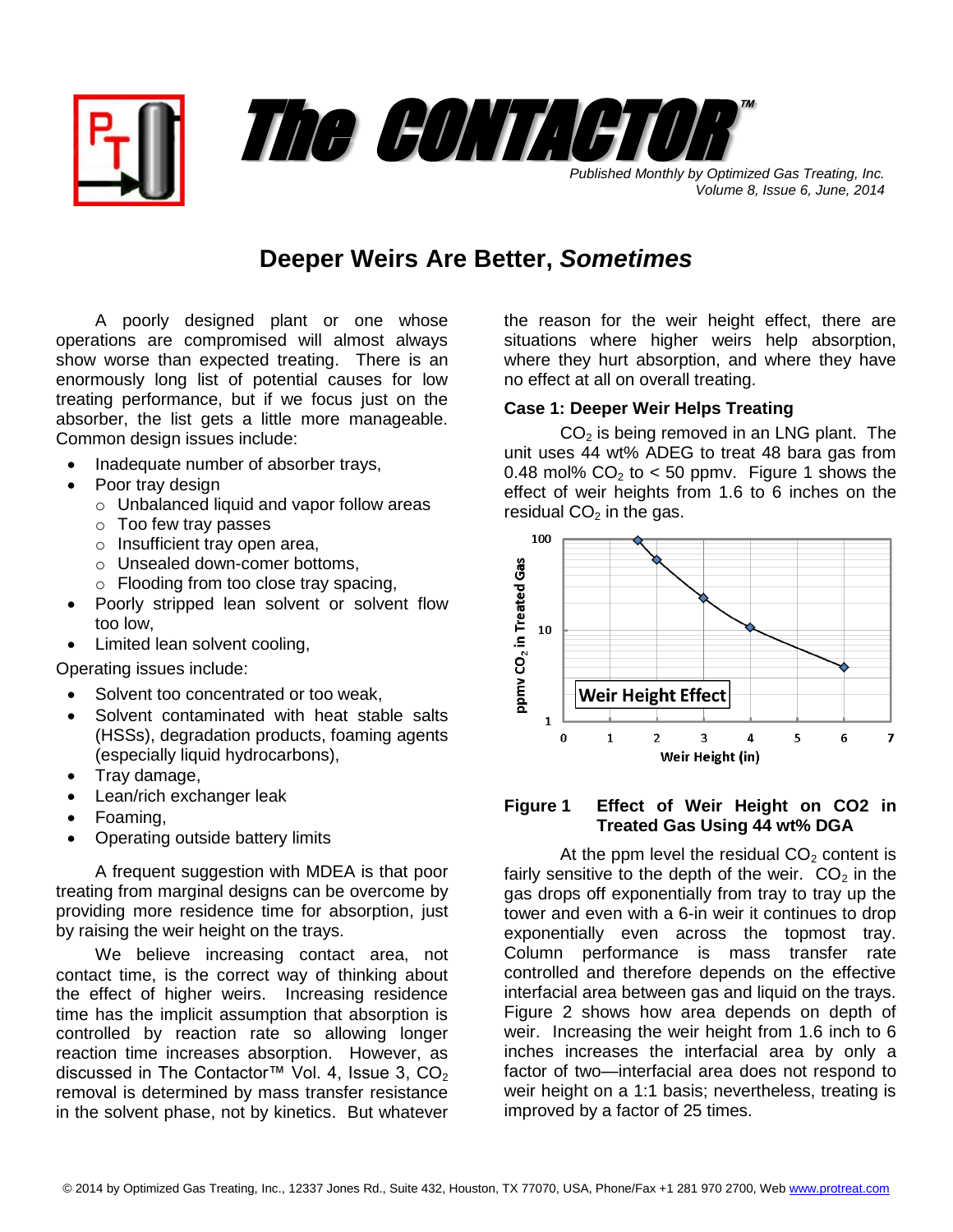# The CONTACTOR™

*Published Monthly by Optimized Gas Treating, Inc.*
*Volume 8, Issue 6, June, 2014*

## Deeper Weirs Are Better, *Sometimes*

A poorly designed plant or one whose operations are compromised will almost always show worse than expected treating. There is an enormously long list of potential causes for low treating performance, but if we focus just on the absorber, the list gets a little more manageable. Common design issues include:

- Inadequate number of absorber trays,
- Poor tray design
  - Unbalanced liquid and vapor follow areas
  - Too few tray passes
  - Insufficient tray open area,
  - Unsealed down-comer bottoms,
  - Flooding from too close tray spacing,
- Poorly stripped lean solvent or solvent flow too low,
- Limited lean solvent cooling,

Operating issues include:

- Solvent too concentrated or too weak,
- Solvent contaminated with heat stable salts (HSSs), degradation products, foaming agents (especially liquid hydrocarbons),
- Tray damage,
- Lean/rich exchanger leak
- Foaming,
- Operating outside battery limits

A frequent suggestion with MDEA is that poor treating from marginal designs can be overcome by providing more residence time for absorption, just by raising the weir height on the trays.

We believe increasing contact area, not contact time, is the correct way of thinking about the effect of higher weirs. Increasing residence time has the implicit assumption that absorption is controlled by reaction rate so allowing longer reaction time increases absorption. However, as discussed in The Contactor™ Vol. 4, Issue 3, $CO_2$ removal is determined by mass transfer resistance in the solvent phase, not by kinetics. But whatever the reason for the weir height effect, there are situations where higher weirs help absorption, where they hurt absorption, and where they have no effect at all on overall treating.

### Case 1: Deeper Weir Helps Treating

$CO_2$ is being removed in an LNG plant. The unit uses 44 wt% ADEG to treat 48 bara gas from 0.48 mol% $CO_2$ to < 50 ppmv. Figure 1 shows the effect of weir heights from 1.6 to 6 inches on the residual $CO_2$ in the gas.

**Figure 1 Effect of Weir Height on CO2 in Treated Gas Using 44 wt% DGA**

At the ppm level the residual $CO_2$ content is fairly sensitive to the depth of the weir. $CO_2$ in the gas drops off exponentially from tray to tray up the tower and even with a 6-in weir it continues to drop exponentially even across the topmost tray. Column performance is mass transfer rate controlled and therefore depends on the effective interfacial area between gas and liquid on the trays. Figure 2 shows how area depends on depth of weir. Increasing the weir height from 1.6 inch to 6 inches increases the interfacial area by only a factor of two—interfacial area does not respond to weir height on a 1:1 basis; nevertheless, treating is improved by a factor of 25 times.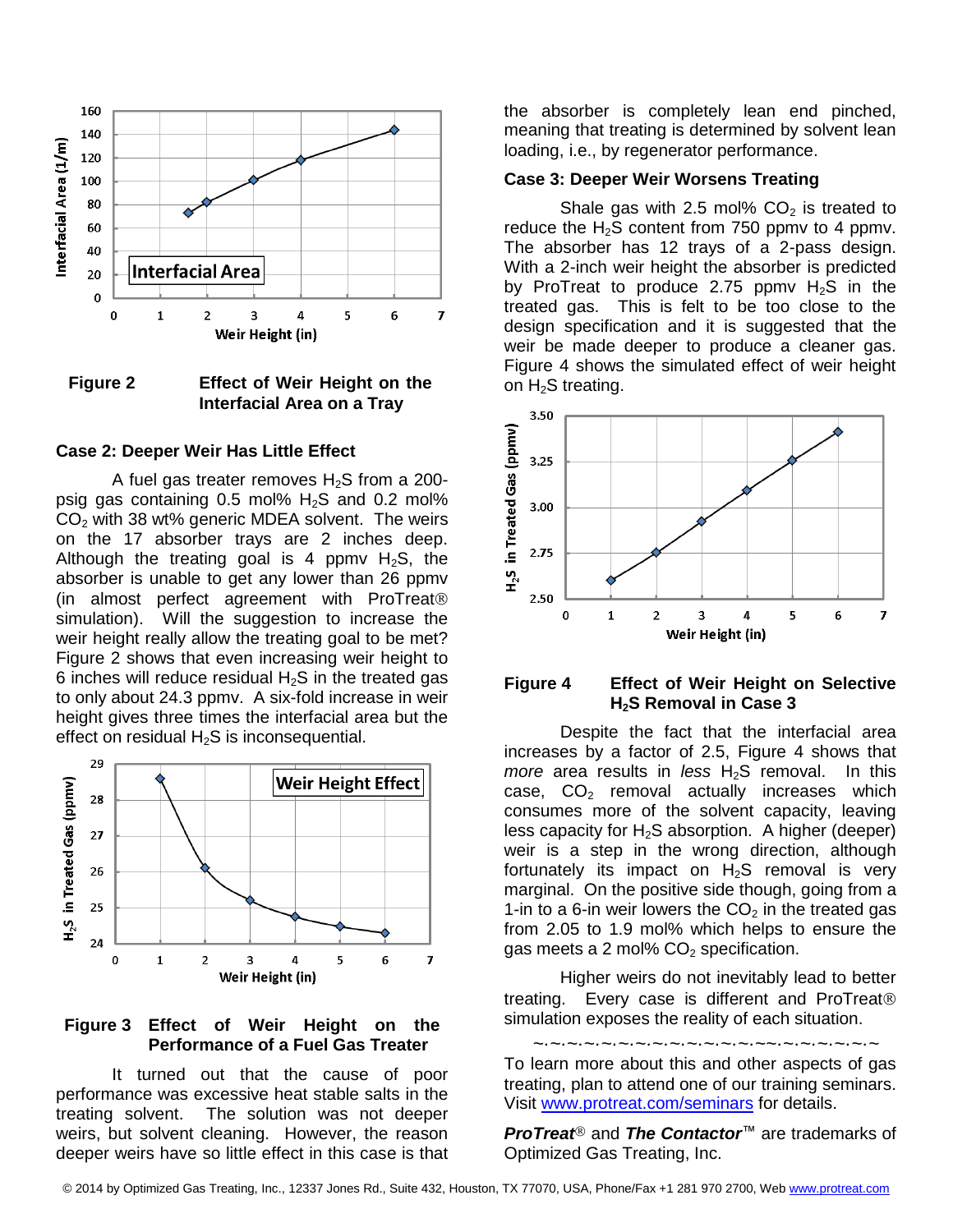160
140
120
100
80
60
40
20
0

Interfacial Area (1/m)

Interfacial Area

0 1 2 3 4 5 6 7

Weir Height (in)

**Figure 2** **Effect of Weir Height on the Interfacial Area on a Tray**

### Case 2: Deeper Weir Has Little Effect

A fuel gas treater removes $H_2S$ from a 200-psig gas containing 0.5 mol% $H_2S$ and 0.2 mol% $CO_2$ with 38 wt% generic MDEA solvent. The weirs on the 17 absorber trays are 2 inches deep. Although the treating goal is 4 ppmv $H_2S$, the absorber is unable to get any lower than 26 ppmv (in almost perfect agreement with ProTreat® simulation). Will the suggestion to increase the weir height really allow the treating goal to be met? Figure 2 shows that even increasing weir height to 6 inches will reduce residual $H_2S$ in the treated gas to only about 24.3 ppmv. A six-fold increase in weir height gives three times the interfacial area but the effect on residual $H_2S$ is inconsequential.

29
28
27
26
25
24

$H_2S$ in Treated Gas (ppmv)

Weir Height Effect

0 1 2 3 4 5 6 7

Weir Height (in)

**Figure 3** **Effect of Weir Height on the Performance of a Fuel Gas Treater**

It turned out that the cause of poor performance was excessive heat stable salts in the treating solvent. The solution was not deeper weirs, but solvent cleaning. However, the reason deeper weirs have so little effect in this case is that the absorber is completely lean end pinched, meaning that treating is determined by solvent lean loading, i.e., by regenerator performance.

### Case 3: Deeper Weir Worsens Treating

Shale gas with 2.5 mol% $CO_2$ is treated to reduce the $H_2S$ content from 750 ppmv to 4 ppmv. The absorber has 12 trays of a 2-pass design. With a 2-inch weir height the absorber is predicted by ProTreat to produce 2.75 ppmv $H_2S$ in the treated gas. This is felt to be too close to the design specification and it is suggested that the weir be made deeper to produce a cleaner gas. Figure 4 shows the simulated effect of weir height on $H_2S$ treating.

3.50
3.25
3.00
2.75
2.50

$H_2S$ in Treated Gas (ppmv)

0 1 2 3 4 5 6 7

Weir Height (in)

**Figure 4** **Effect of Weir Height on Selective $H_2S$ Removal in Case 3**

Despite the fact that the interfacial area increases by a factor of 2.5, Figure 4 shows that *more* area results in *less* $H_2S$ removal. In this case, $CO_2$ removal actually increases which consumes more of the solvent capacity, leaving less capacity for $H_2S$ absorption. A higher (deeper) weir is a step in the wrong direction, although fortunately its impact on $H_2S$ removal is very marginal. On the positive side though, going from a 1-in to a 6-in weir lowers the $CO_2$ in the treated gas from 2.05 to 1.9 mol% which helps to ensure the gas meets a 2 mol% $CO_2$ specification.

Higher weirs do not inevitably lead to better treating. Every case is different and ProTreat® simulation exposes the reality of each situation.

~.~.~.~.~.~.~.~.~.~.~.~.~.~.~~.~.~.~.~.~.~.~

To learn more about this and other aspects of gas treating, plan to attend one of our training seminars. Visit www.protreat.com/seminars for details.

***ProTreat***® and ***The Contactor***™ are trademarks of Optimized Gas Treating, Inc.

© 2014 by Optimized Gas Treating, Inc., 12337 Jones Rd., Suite 432, Houston, TX 77070, USA, Phone/Fax +1 281 970 2700, Web www.protreat.com